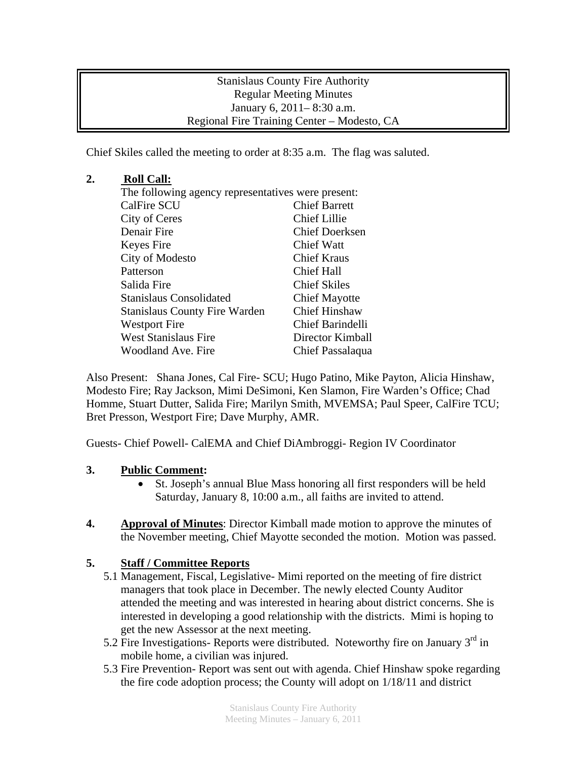Stanislaus County Fire Authority
Regular Meeting Minutes
January 6, 2011– 8:30 a.m.
Regional Fire Training Center – Modesto, CA

Chief Skiles called the meeting to order at 8:35 a.m. The flag was saluted.

**2. Roll Call:**

The following agency representatives were present:

| | |
|---|---|
| CalFire SCU | Chief Barrett |
| City of Ceres | Chief Lillie |
| Denair Fire | Chief Doerksen |
| Keyes Fire | Chief Watt |
| City of Modesto | Chief Kraus |
| Patterson | Chief Hall |
| Salida Fire | Chief Skiles |
| Stanislaus Consolidated | Chief Mayotte |
| Stanislaus County Fire Warden | Chief Hinshaw |
| Westport Fire | Chief Barindelli |
| West Stanislaus Fire | Director Kimball |
| Woodland Ave. Fire | Chief Passalaqua |

Also Present: Shana Jones, Cal Fire- SCU; Hugo Patino, Mike Payton, Alicia Hinshaw, Modesto Fire; Ray Jackson, Mimi DeSimoni, Ken Slamon, Fire Warden's Office; Chad Homme, Stuart Dutter, Salida Fire; Marilyn Smith, MVEMSA; Paul Speer, CalFire TCU; Bret Presson, Westport Fire; Dave Murphy, AMR.

Guests- Chief Powell- CalEMA and Chief DiAmbroggi- Region IV Coordinator

**3. Public Comment:**

- St. Joseph's annual Blue Mass honoring all first responders will be held Saturday, January 8, 10:00 a.m., all faiths are invited to attend.

**4. Approval of Minutes**: Director Kimball made motion to approve the minutes of the November meeting, Chief Mayotte seconded the motion. Motion was passed.

**5. Staff / Committee Reports**

5.1 Management, Fiscal, Legislative- Mimi reported on the meeting of fire district managers that took place in December. The newly elected County Auditor attended the meeting and was interested in hearing about district concerns. She is interested in developing a good relationship with the districts. Mimi is hoping to get the new Assessor at the next meeting.

5.2 Fire Investigations- Reports were distributed. Noteworthy fire on January 3rd in mobile home, a civilian was injured.

5.3 Fire Prevention- Report was sent out with agenda. Chief Hinshaw spoke regarding the fire code adoption process; the County will adopt on 1/18/11 and district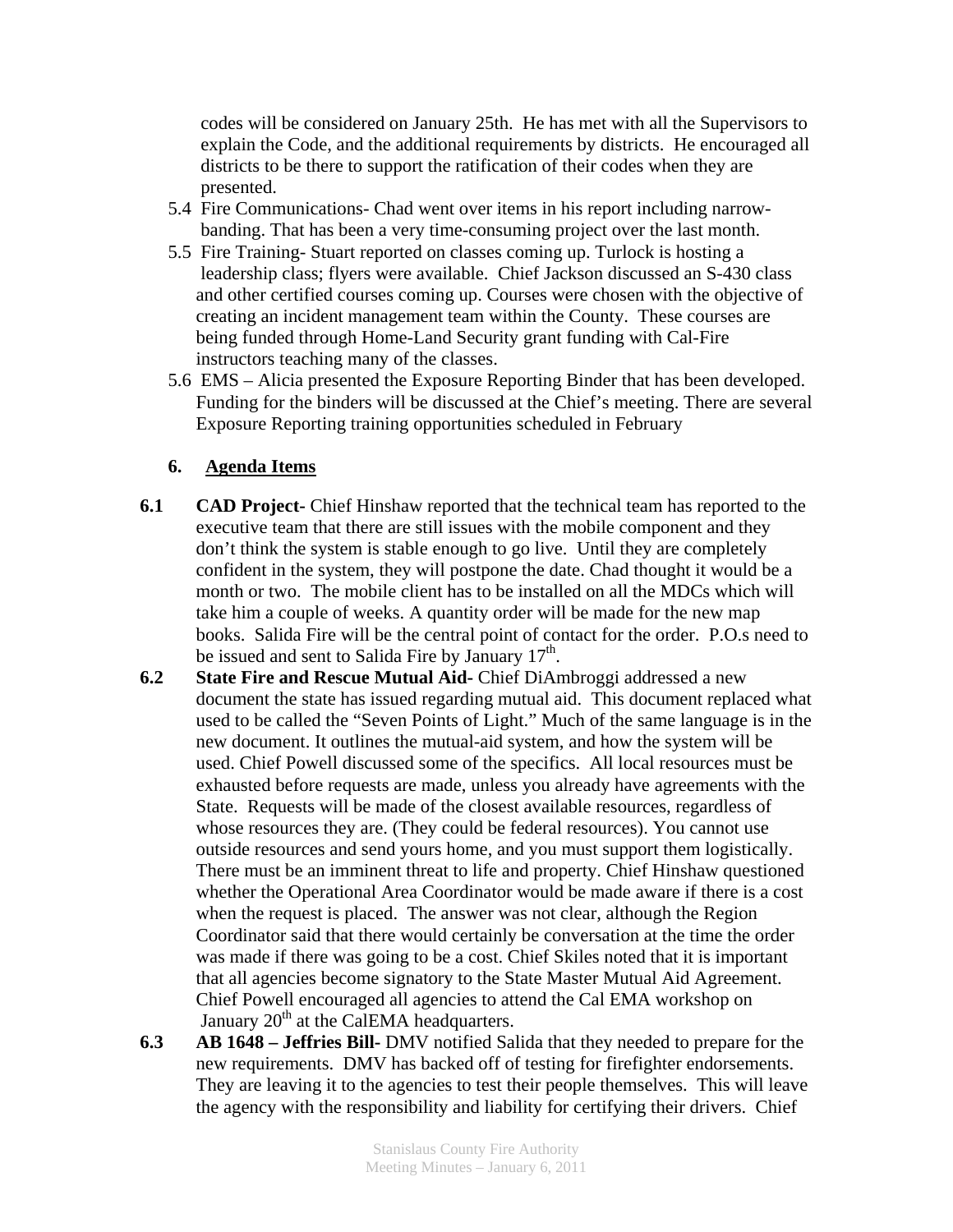codes will be considered on January 25th. He has met with all the Supervisors to explain the Code, and the additional requirements by districts. He encouraged all districts to be there to support the ratification of their codes when they are presented.

5.4 Fire Communications- Chad went over items in his report including narrow-banding. That has been a very time-consuming project over the last month.

5.5 Fire Training- Stuart reported on classes coming up. Turlock is hosting a leadership class; flyers were available. Chief Jackson discussed an S-430 class and other certified courses coming up. Courses were chosen with the objective of creating an incident management team within the County. These courses are being funded through Home-Land Security grant funding with Cal-Fire instructors teaching many of the classes.

5.6 EMS – Alicia presented the Exposure Reporting Binder that has been developed. Funding for the binders will be discussed at the Chief's meeting. There are several Exposure Reporting training opportunities scheduled in February

## 6. Agenda Items

**6.1 CAD Project-** Chief Hinshaw reported that the technical team has reported to the executive team that there are still issues with the mobile component and they don't think the system is stable enough to go live. Until they are completely confident in the system, they will postpone the date. Chad thought it would be a month or two. The mobile client has to be installed on all the MDCs which will take him a couple of weeks. A quantity order will be made for the new map books. Salida Fire will be the central point of contact for the order. P.O.s need to be issued and sent to Salida Fire by January 17th.

**6.2 State Fire and Rescue Mutual Aid-** Chief DiAmbroggi addressed a new document the state has issued regarding mutual aid. This document replaced what used to be called the "Seven Points of Light." Much of the same language is in the new document. It outlines the mutual-aid system, and how the system will be used. Chief Powell discussed some of the specifics. All local resources must be exhausted before requests are made, unless you already have agreements with the State. Requests will be made of the closest available resources, regardless of whose resources they are. (They could be federal resources). You cannot use outside resources and send yours home, and you must support them logistically. There must be an imminent threat to life and property. Chief Hinshaw questioned whether the Operational Area Coordinator would be made aware if there is a cost when the request is placed. The answer was not clear, although the Region Coordinator said that there would certainly be conversation at the time the order was made if there was going to be a cost. Chief Skiles noted that it is important that all agencies become signatory to the State Master Mutual Aid Agreement. Chief Powell encouraged all agencies to attend the Cal EMA workshop on January 20th at the CalEMA headquarters.

**6.3 AB 1648 – Jeffries Bill-** DMV notified Salida that they needed to prepare for the new requirements. DMV has backed off of testing for firefighter endorsements. They are leaving it to the agencies to test their people themselves. This will leave the agency with the responsibility and liability for certifying their drivers. Chief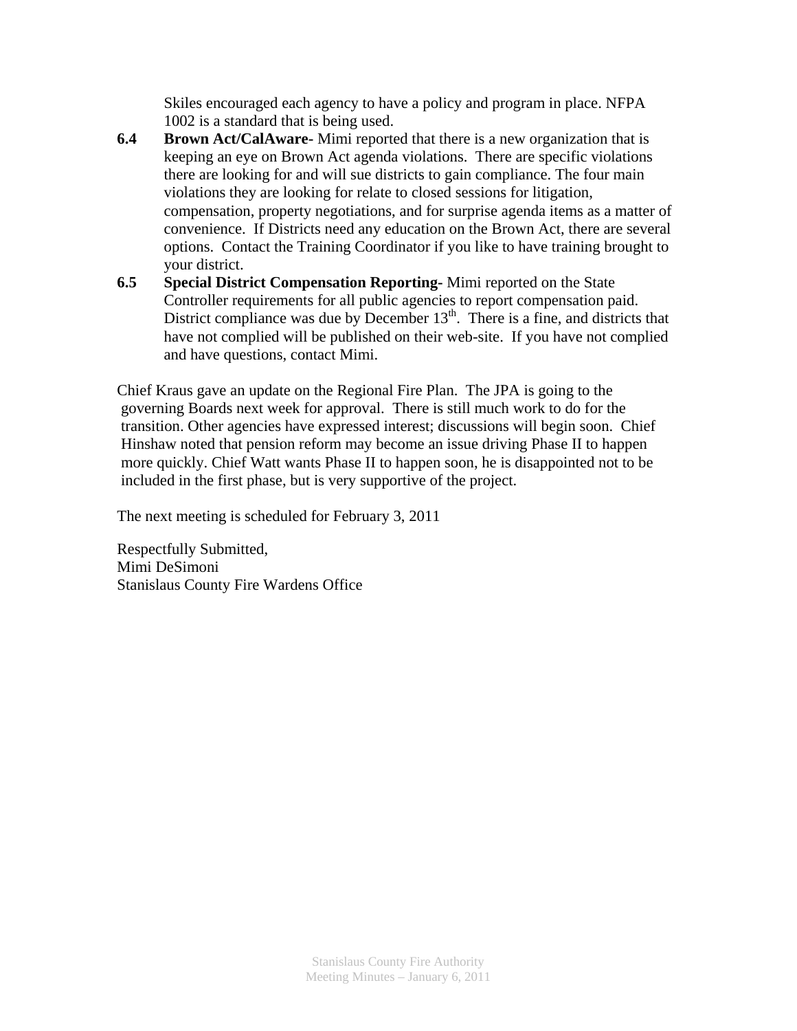Skiles encouraged each agency to have a policy and program in place. NFPA 1002 is a standard that is being used.

**6.4 Brown Act/CalAware-** Mimi reported that there is a new organization that is keeping an eye on Brown Act agenda violations. There are specific violations there are looking for and will sue districts to gain compliance. The four main violations they are looking for relate to closed sessions for litigation, compensation, property negotiations, and for surprise agenda items as a matter of convenience. If Districts need any education on the Brown Act, there are several options. Contact the Training Coordinator if you like to have training brought to your district.

**6.5 Special District Compensation Reporting-** Mimi reported on the State Controller requirements for all public agencies to report compensation paid. District compliance was due by December 13th. There is a fine, and districts that have not complied will be published on their web-site. If you have not complied and have questions, contact Mimi.

Chief Kraus gave an update on the Regional Fire Plan. The JPA is going to the governing Boards next week for approval. There is still much work to do for the transition. Other agencies have expressed interest; discussions will begin soon. Chief Hinshaw noted that pension reform may become an issue driving Phase II to happen more quickly. Chief Watt wants Phase II to happen soon, he is disappointed not to be included in the first phase, but is very supportive of the project.

The next meeting is scheduled for February 3, 2011

Respectfully Submitted,
Mimi DeSimoni
Stanislaus County Fire Wardens Office